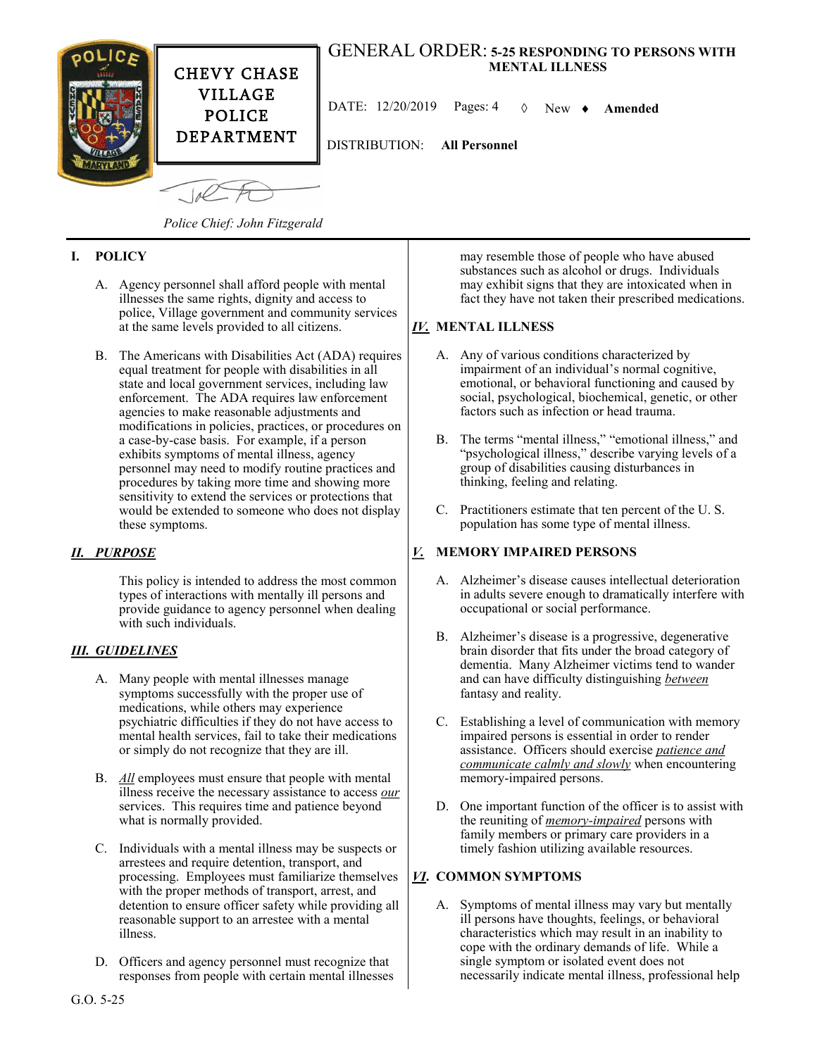CHEVY CHASE VILLAGE POLICE DEPARTMENT

# GENERAL ORDER: 5-25 RESPONDING TO PERSONS WITH MENTAL ILLNESS

DATE: 12/20/2019 Pages: 4 ◊ New ♦ **Amended**

DISTRIBUTION: **All Personnel**

*Police Chief: John Fitzgerald*

## I. POLICY

A. Agency personnel shall afford people with mental illnesses the same rights, dignity and access to police, Village government and community services at the same levels provided to all citizens.

B. The Americans with Disabilities Act (ADA) requires equal treatment for people with disabilities in all state and local government services, including law enforcement. The ADA requires law enforcement agencies to make reasonable adjustments and modifications in policies, practices, or procedures on a case-by-case basis. For example, if a person exhibits symptoms of mental illness, agency personnel may need to modify routine practices and procedures by taking more time and showing more sensitivity to extend the services or protections that would be extended to someone who does not display these symptoms.

## *II. PURPOSE*

This policy is intended to address the most common types of interactions with mentally ill persons and provide guidance to agency personnel when dealing with such individuals.

## *III. GUIDELINES*

A. Many people with mental illnesses manage symptoms successfully with the proper use of medications, while others may experience psychiatric difficulties if they do not have access to mental health services, fail to take their medications or simply do not recognize that they are ill.

B. *All* employees must ensure that people with mental illness receive the necessary assistance to access *our* services. This requires time and patience beyond what is normally provided.

C. Individuals with a mental illness may be suspects or arrestees and require detention, transport, and processing. Employees must familiarize themselves with the proper methods of transport, arrest, and detention to ensure officer safety while providing all reasonable support to an arrestee with a mental illness.

D. Officers and agency personnel must recognize that responses from people with certain mental illnesses may resemble those of people who have abused substances such as alcohol or drugs. Individuals may exhibit signs that they are intoxicated when in fact they have not taken their prescribed medications.

## *IV.* MENTAL ILLNESS

A. Any of various conditions characterized by impairment of an individual's normal cognitive, emotional, or behavioral functioning and caused by social, psychological, biochemical, genetic, or other factors such as infection or head trauma.

B. The terms "mental illness," "emotional illness," and "psychological illness," describe varying levels of a group of disabilities causing disturbances in thinking, feeling and relating.

C. Practitioners estimate that ten percent of the U. S. population has some type of mental illness.

## *V.* MEMORY IMPAIRED PERSONS

A. Alzheimer's disease causes intellectual deterioration in adults severe enough to dramatically interfere with occupational or social performance.

B. Alzheimer's disease is a progressive, degenerative brain disorder that fits under the broad category of dementia. Many Alzheimer victims tend to wander and can have difficulty distinguishing *between* fantasy and reality.

C. Establishing a level of communication with memory impaired persons is essential in order to render assistance. Officers should exercise *patience and communicate calmly and slowly* when encountering memory-impaired persons.

D. One important function of the officer is to assist with the reuniting of *memory-impaired* persons with family members or primary care providers in a timely fashion utilizing available resources.

## *VI.* COMMON SYMPTOMS

A. Symptoms of mental illness may vary but mentally ill persons have thoughts, feelings, or behavioral characteristics which may result in an inability to cope with the ordinary demands of life. While a single symptom or isolated event does not necessarily indicate mental illness, professional help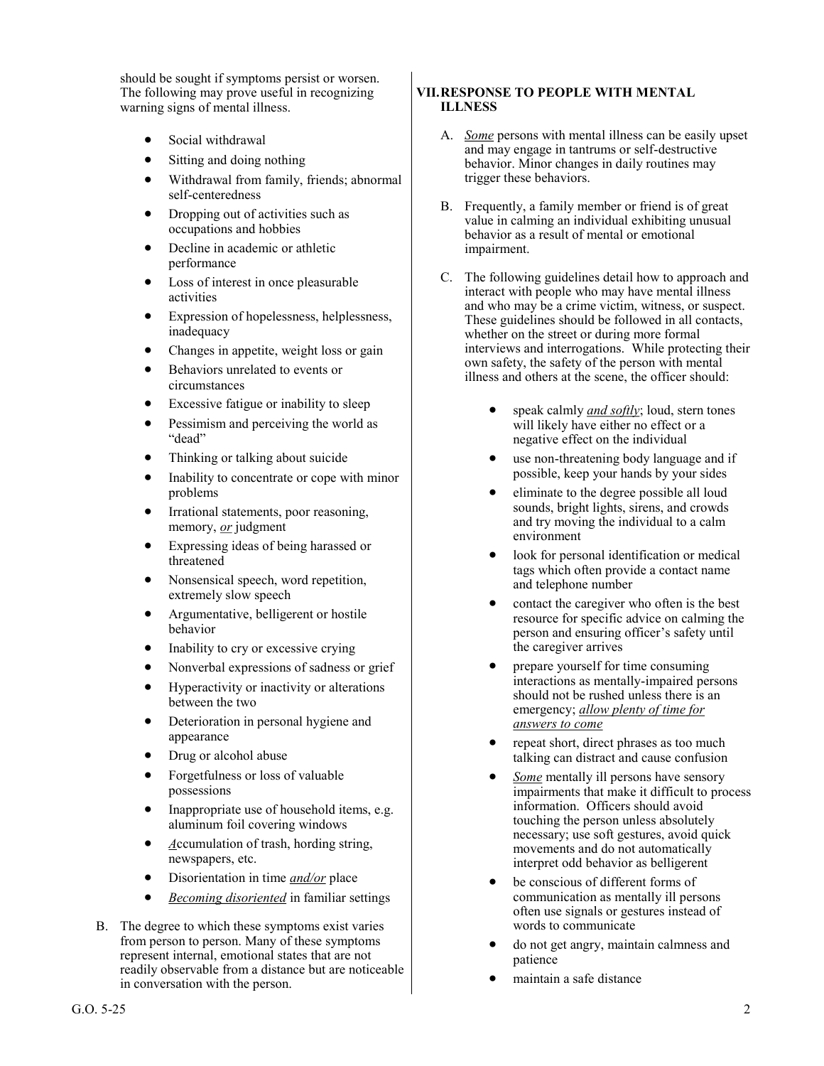should be sought if symptoms persist or worsen. The following may prove useful in recognizing warning signs of mental illness.

- Social withdrawal
- Sitting and doing nothing
- Withdrawal from family, friends; abnormal self-centeredness
- Dropping out of activities such as occupations and hobbies
- Decline in academic or athletic performance
- Loss of interest in once pleasurable activities
- Expression of hopelessness, helplessness, inadequacy
- Changes in appetite, weight loss or gain
- Behaviors unrelated to events or circumstances
- Excessive fatigue or inability to sleep
- Pessimism and perceiving the world as "dead"
- Thinking or talking about suicide
- Inability to concentrate or cope with minor problems
- Irrational statements, poor reasoning, memory, *or* judgment
- Expressing ideas of being harassed or threatened
- Nonsensical speech, word repetition, extremely slow speech
- Argumentative, belligerent or hostile behavior
- Inability to cry or excessive crying
- Nonverbal expressions of sadness or grief
- Hyperactivity or inactivity or alterations between the two
- Deterioration in personal hygiene and appearance
- Drug or alcohol abuse
- Forgetfulness or loss of valuable possessions
- Inappropriate use of household items, e.g. aluminum foil covering windows
- *A*ccumulation of trash, hording string, newspapers, etc.
- Disorientation in time *and/or* place
- *Becoming disoriented* in familiar settings

B. The degree to which these symptoms exist varies from person to person. Many of these symptoms represent internal, emotional states that are not readily observable from a distance but are noticeable in conversation with the person.

## VII. RESPONSE TO PEOPLE WITH MENTAL ILLNESS

A. *Some* persons with mental illness can be easily upset and may engage in tantrums or self-destructive behavior. Minor changes in daily routines may trigger these behaviors.

B. Frequently, a family member or friend is of great value in calming an individual exhibiting unusual behavior as a result of mental or emotional impairment.

C. The following guidelines detail how to approach and interact with people who may have mental illness and who may be a crime victim, witness, or suspect. These guidelines should be followed in all contacts, whether on the street or during more formal interviews and interrogations. While protecting their own safety, the safety of the person with mental illness and others at the scene, the officer should:

- speak calmly *and softly*; loud, stern tones will likely have either no effect or a negative effect on the individual
- use non-threatening body language and if possible, keep your hands by your sides
- eliminate to the degree possible all loud sounds, bright lights, sirens, and crowds and try moving the individual to a calm environment
- look for personal identification or medical tags which often provide a contact name and telephone number
- contact the caregiver who often is the best resource for specific advice on calming the person and ensuring officer's safety until the caregiver arrives
- prepare yourself for time consuming interactions as mentally-impaired persons should not be rushed unless there is an emergency; *allow plenty of time for answers to come*
- repeat short, direct phrases as too much talking can distract and cause confusion
- *Some* mentally ill persons have sensory impairments that make it difficult to process information. Officers should avoid touching the person unless absolutely necessary; use soft gestures, avoid quick movements and do not automatically interpret odd behavior as belligerent
- be conscious of different forms of communication as mentally ill persons often use signals or gestures instead of words to communicate
- do not get angry, maintain calmness and patience
- maintain a safe distance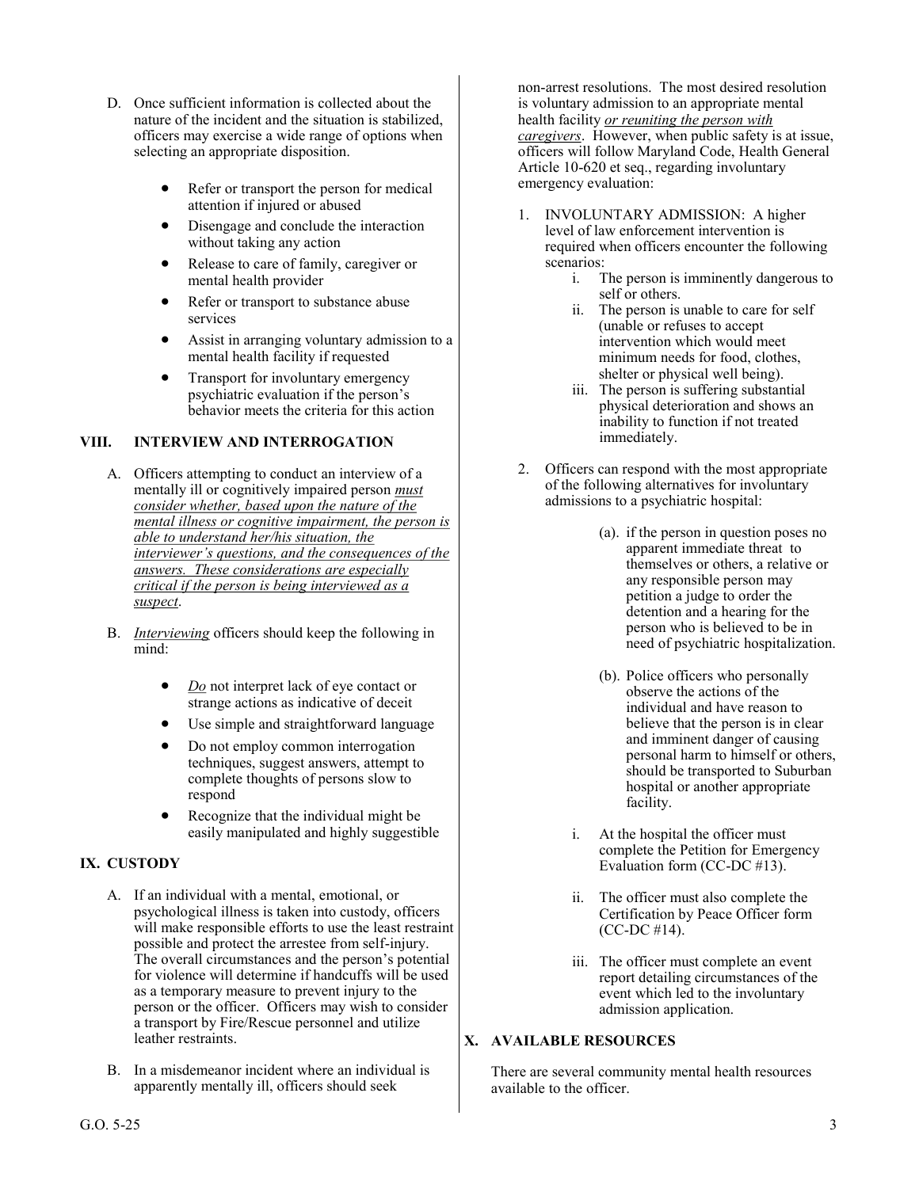D. Once sufficient information is collected about the nature of the incident and the situation is stabilized, officers may exercise a wide range of options when selecting an appropriate disposition.

- Refer or transport the person for medical attention if injured or abused
- Disengage and conclude the interaction without taking any action
- Release to care of family, caregiver or mental health provider
- Refer or transport to substance abuse services
- Assist in arranging voluntary admission to a mental health facility if requested
- Transport for involuntary emergency psychiatric evaluation if the person's behavior meets the criteria for this action

## VIII. INTERVIEW AND INTERROGATION

A. Officers attempting to conduct an interview of a mentally ill or cognitively impaired person <u>*must* consider whether, based upon the nature of the mental illness or cognitive impairment, the person is able to understand her/his situation, the interviewer's questions, and the consequences of the answers. These considerations are especially critical if the person is being interviewed as a suspect</u>.

B. <u>*Interviewing*</u> officers should keep the following in mind:

- <u>*Do*</u> not interpret lack of eye contact or strange actions as indicative of deceit
- Use simple and straightforward language
- Do not employ common interrogation techniques, suggest answers, attempt to complete thoughts of persons slow to respond
- Recognize that the individual might be easily manipulated and highly suggestible

## IX. CUSTODY

A. If an individual with a mental, emotional, or psychological illness is taken into custody, officers will make responsible efforts to use the least restraint possible and protect the arrestee from self-injury. The overall circumstances and the person's potential for violence will determine if handcuffs will be used as a temporary measure to prevent injury to the person or the officer. Officers may wish to consider a transport by Fire/Rescue personnel and utilize leather restraints.

B. In a misdemeanor incident where an individual is apparently mentally ill, officers should seek non-arrest resolutions. The most desired resolution is voluntary admission to an appropriate mental health facility <u>*or reuniting the person with caregivers*</u>. However, when public safety is at issue, officers will follow Maryland Code, Health General Article 10-620 et seq., regarding involuntary emergency evaluation:

1. INVOLUNTARY ADMISSION: A higher level of law enforcement intervention is required when officers encounter the following scenarios:
   i. The person is imminently dangerous to self or others.
   ii. The person is unable to care for self (unable or refuses to accept intervention which would meet minimum needs for food, clothes, shelter or physical well being).
   iii. The person is suffering substantial physical deterioration and shows an inability to function if not treated immediately.

2. Officers can respond with the most appropriate of the following alternatives for involuntary admissions to a psychiatric hospital:

   (a). if the person in question poses no apparent immediate threat to themselves or others, a relative or any responsible person may petition a judge to order the detention and a hearing for the person who is believed to be in need of psychiatric hospitalization.

   (b). Police officers who personally observe the actions of the individual and have reason to believe that the person is in clear and imminent danger of causing personal harm to himself or others, should be transported to Suburban hospital or another appropriate facility.

   i. At the hospital the officer must complete the Petition for Emergency Evaluation form (CC-DC #13).

   ii. The officer must also complete the Certification by Peace Officer form (CC-DC #14).

   iii. The officer must complete an event report detailing circumstances of the event which led to the involuntary admission application.

## X. AVAILABLE RESOURCES

There are several community mental health resources available to the officer.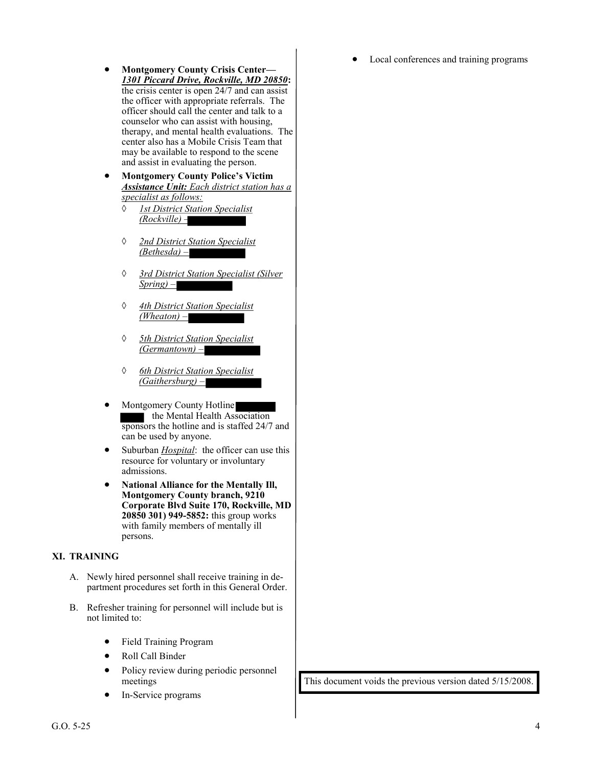- **Montgomery County Crisis Center—** ***1301 Piccard Drive, Rockville, MD 20850*****:** the crisis center is open 24/7 and can assist the officer with appropriate referrals. The officer should call the center and talk to a counselor who can assist with housing, therapy, and mental health evaluations. The center also has a Mobile Crisis Team that may be available to respond to the scene and assist in evaluating the person.
- **Montgomery County Police's Victim** ***Assistance Unit:*** *Each district station has a specialist as follows:*
  - ◊ *1st District Station Specialist (Rockville) –*
  - ◊ *2nd District Station Specialist (Bethesda) –*
  - ◊ *3rd District Station Specialist (Silver Spring) –*
  - ◊ *4th District Station Specialist (Wheaton) –*
  - ◊ *5th District Station Specialist (Germantown) –*
  - ◊ *6th District Station Specialist (Gaithersburg) –*
- Montgomery County Hotline the Mental Health Association sponsors the hotline and is staffed 24/7 and can be used by anyone.
- Suburban *Hospital*: the officer can use this resource for voluntary or involuntary admissions.
- **National Alliance for the Mentally Ill, Montgomery County branch, 9210 Corporate Blvd Suite 170, Rockville, MD 20850 301) 949-5852:** this group works with family members of mentally ill persons.

## XI. TRAINING

A. Newly hired personnel shall receive training in department procedures set forth in this General Order.

B. Refresher training for personnel will include but is not limited to:

- Field Training Program
- Roll Call Binder
- Policy review during periodic personnel meetings
- In-Service programs
- Local conferences and training programs

This document voids the previous version dated 5/15/2008.